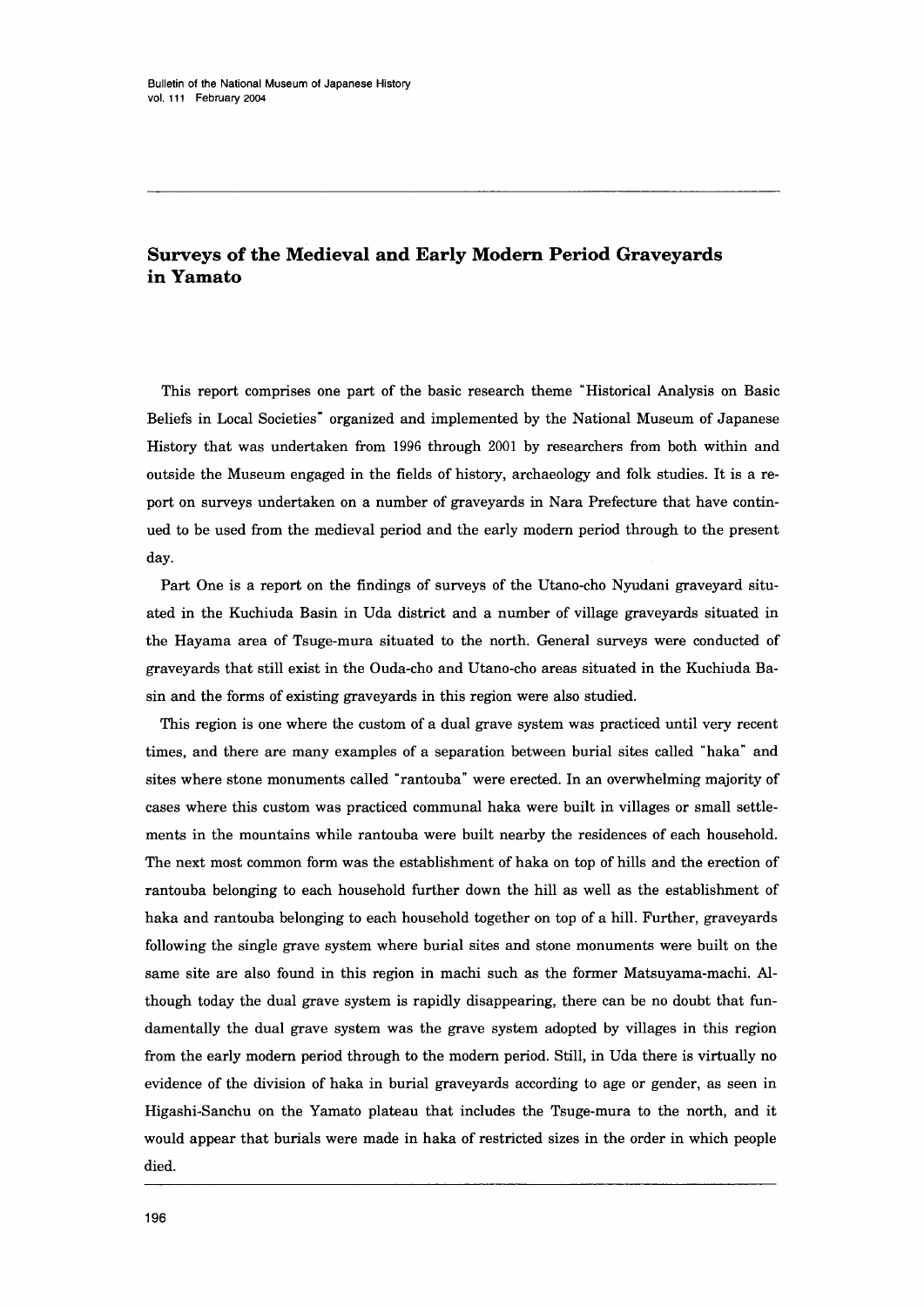# Surveys of the Medieval and Early Modern Period Graveyards in Yamato

This report comprises one part of the basic research theme "Historical Analysis on Basic Beliefs in Local Societies" organized and implemented by the National Museum of Japanese History that was undertaken from 1996 through 2001 by researchers from both within and outside the Museum engaged in the fields of history, archaeology and folk studies. It is a report on surveys undertaken on a number of graveyards in Nara Prefecture that have continued to be used from the medieval period and the early modern period through to the present day.

Part One is a report on the findings of surveys of the Utano-cho Nyudani graveyard situated in the Kuchiuda Basin in Uda district and a number of village graveyards situated in the Hayama area of Tsuge-mura situated to the north. General surveys were conducted of graveyards that still exist in the Ouda-cho and Utano-cho areas situated in the Kuchiuda Basin and the forms of existing graveyards in this region were also studied.

This region is one where the custom of a dual grave system was practiced until very recent times, and there are many examples of a separation between burial sites called "haka" and sites where stone monuments called "rantouba" were erected. In an overwhelming majority of cases where this custom was practiced communal haka were built in villages or small settlements in the mountains while rantouba were built nearby the residences of each household. The next most common form was the establishment of haka on top of hills and the erection of rantouba belonging to each household further down the hill as well as the establishment of haka and rantouba belonging to each household together on top of a hill. Further, graveyards following the single grave system where burial sites and stone monuments were built on the same site are also found in this region in machi such as the former Matsuyama-machi. Although today the dual grave system is rapidly disappearing, there can be no doubt that fundamentally the dual grave system was the grave system adopted by villages in this region from the early modern period through to the modern period. Still, in Uda there is virtually no evidence of the division of haka in burial graveyards according to age or gender, as seen in Higashi-Sanchu on the Yamato plateau that includes the Tsuge-mura to the north, and it would appear that burials were made in haka of restricted sizes in the order in which people died.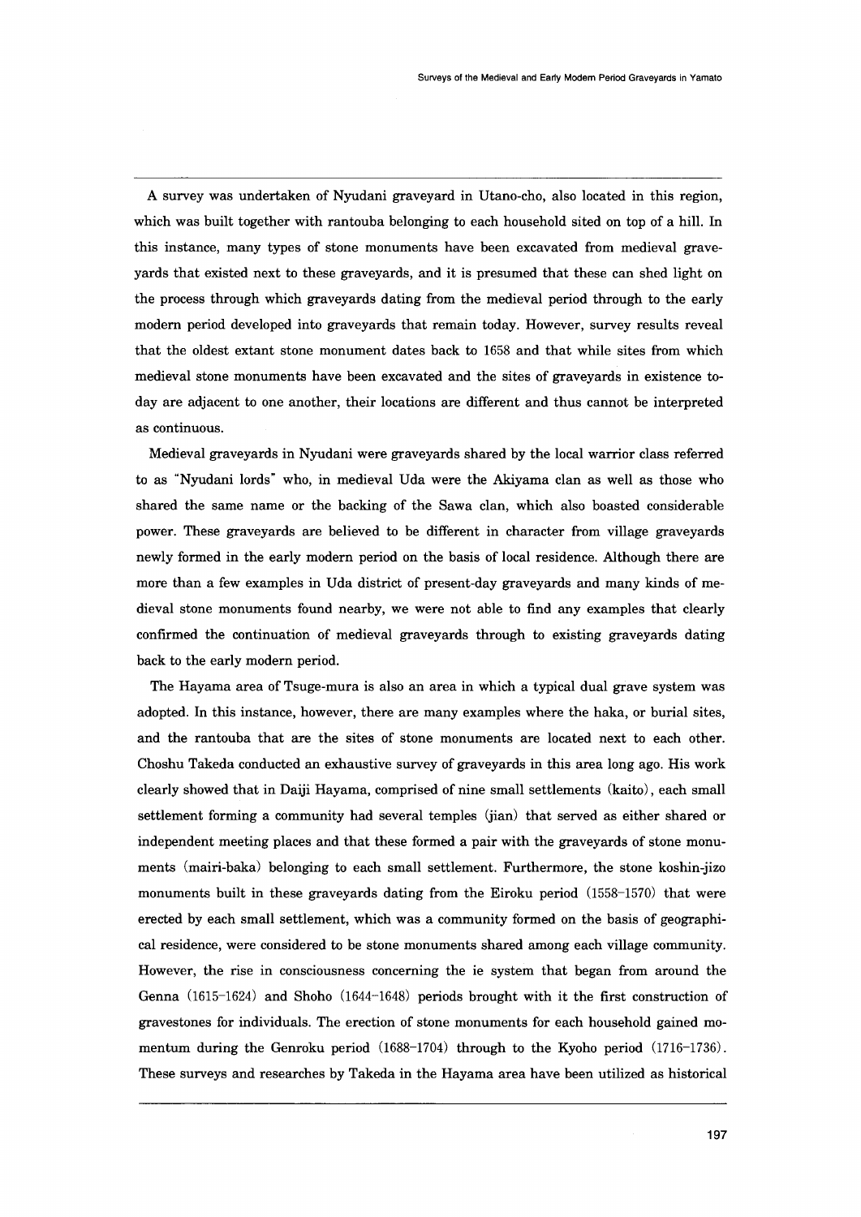A survey was undertaken of Nyudani graveyard in Utano-cho, also located in this region, which was built together with rantouba belonging to each household sited on top of a hill. In this instance, many types of stone monuments have been excavated from medieval graveyards that existed next to these graveyards, and it is presumed that these can shed light on the process through which graveyards dating from the medieval period through to the early modern period developed into graveyards that remain today. However, survey results reveal that the oldest extant stone monument dates back to 1658 and that while sites from which medieval stone monuments have been excavated and the sites of graveyards in existence today are adjacent to one another, their locations are different and thus cannot be interpreted as continuous.

Medieval graveyards in Nyudani were graveyards shared by the local warrior class referred to as "Nyudani lords" who, in medieval Uda were the Akiyama clan as well as those who shared the same name or the backing of the Sawa clan, which also boasted considerable power. These graveyards are believed to be different in character from village graveyards newly formed in the early modern period on the basis of local residence. Although there are more than a few examples in Uda district of present-day graveyards and many kinds of medieval stone monuments found nearby, we were not able to find any examples that clearly confirmed the continuation of medieval graveyards through to existing graveyards dating back to the early modern period.

The Hayama area of Tsuge-mura is also an area in which a typical dual grave system was adopted. In this instance, however, there are many examples where the haka, or burial sites, and the rantouba that are the sites of stone monuments are located next to each other. Choshu Takeda conducted an exhaustive survey of graveyards in this area long ago. His work clearly showed that in Daiji Hayama, comprised of nine small settlements (kaito), each small settlement forming a community had several temples (jian) that served as either shared or independent meeting places and that these formed a pair with the graveyards of stone monuments (mairi-baka) belonging to each small settlement. Furthermore, the stone koshin-jizo monuments built in these graveyards dating from the Eiroku period (1558–1570) that were erected by each small settlement, which was a community formed on the basis of geographical residence, were considered to be stone monuments shared among each village community. However, the rise in consciousness concerning the ie system that began from around the Genna (1615–1624) and Shoho (1644–1648) periods brought with it the first construction of gravestones for individuals. The erection of stone monuments for each household gained momentum during the Genroku period (1688–1704) through to the Kyoho period (1716–1736). These surveys and researches by Takeda in the Hayama area have been utilized as historical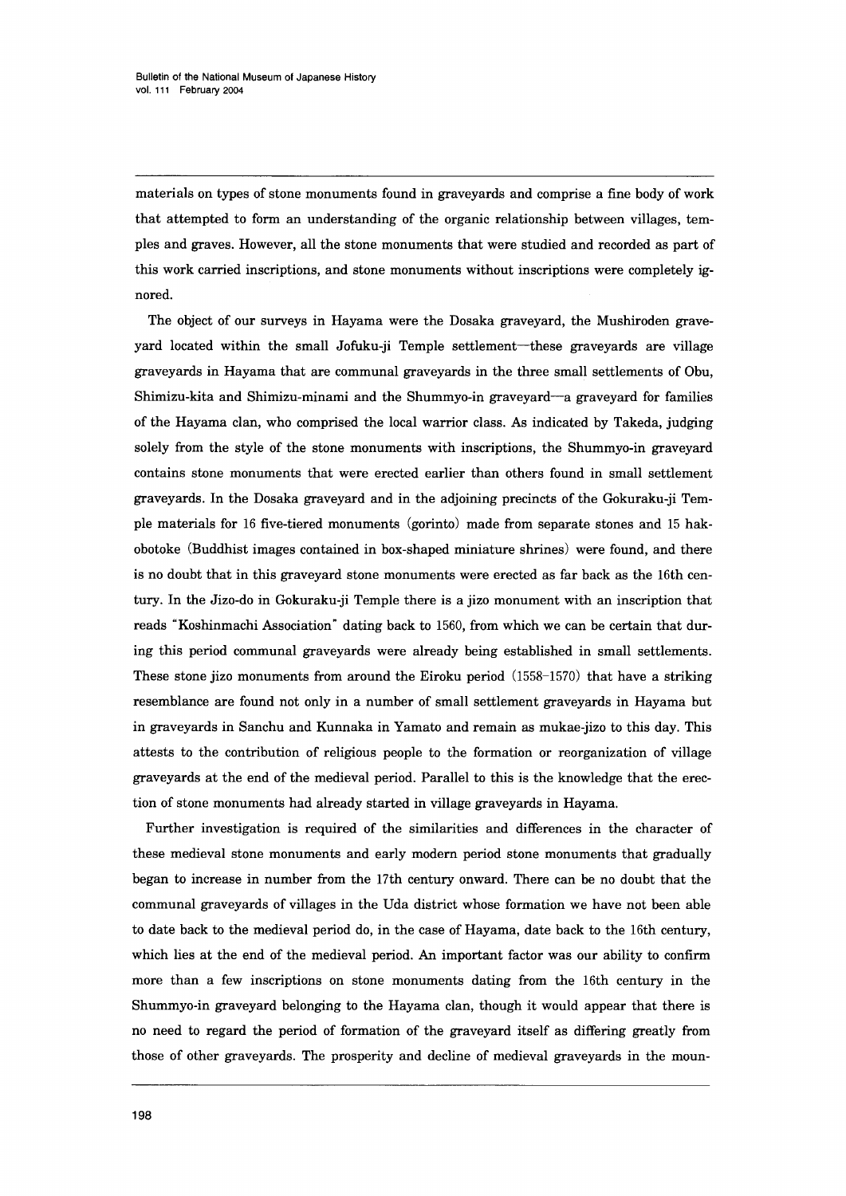materials on types of stone monuments found in graveyards and comprise a fine body of work that attempted to form an understanding of the organic relationship between villages, temples and graves. However, all the stone monuments that were studied and recorded as part of this work carried inscriptions, and stone monuments without inscriptions were completely ignored.

The object of our surveys in Hayama were the Dosaka graveyard, the Mushiroden graveyard located within the small Jofuku-ji Temple settlement—these graveyards are village graveyards in Hayama that are communal graveyards in the three small settlements of Obu, Shimizu-kita and Shimizu-minami and the Shummyo-in graveyard—a graveyard for families of the Hayama clan, who comprised the local warrior class. As indicated by Takeda, judging solely from the style of the stone monuments with inscriptions, the Shummyo-in graveyard contains stone monuments that were erected earlier than others found in small settlement graveyards. In the Dosaka graveyard and in the adjoining precincts of the Gokuraku-ji Temple materials for 16 five-tiered monuments (gorinto) made from separate stones and 15 hakobotoke (Buddhist images contained in box-shaped miniature shrines) were found, and there is no doubt that in this graveyard stone monuments were erected as far back as the 16th century. In the Jizo-do in Gokuraku-ji Temple there is a jizo monument with an inscription that reads "Koshinmachi Association" dating back to 1560, from which we can be certain that during this period communal graveyards were already being established in small settlements. These stone jizo monuments from around the Eiroku period (1558–1570) that have a striking resemblance are found not only in a number of small settlement graveyards in Hayama but in graveyards in Sanchu and Kunnaka in Yamato and remain as mukae-jizo to this day. This attests to the contribution of religious people to the formation or reorganization of village graveyards at the end of the medieval period. Parallel to this is the knowledge that the erection of stone monuments had already started in village graveyards in Hayama.

Further investigation is required of the similarities and differences in the character of these medieval stone monuments and early modern period stone monuments that gradually began to increase in number from the 17th century onward. There can be no doubt that the communal graveyards of villages in the Uda district whose formation we have not been able to date back to the medieval period do, in the case of Hayama, date back to the 16th century, which lies at the end of the medieval period. An important factor was our ability to confirm more than a few inscriptions on stone monuments dating from the 16th century in the Shummyo-in graveyard belonging to the Hayama clan, though it would appear that there is no need to regard the period of formation of the graveyard itself as differing greatly from those of other graveyards. The prosperity and decline of medieval graveyards in the moun-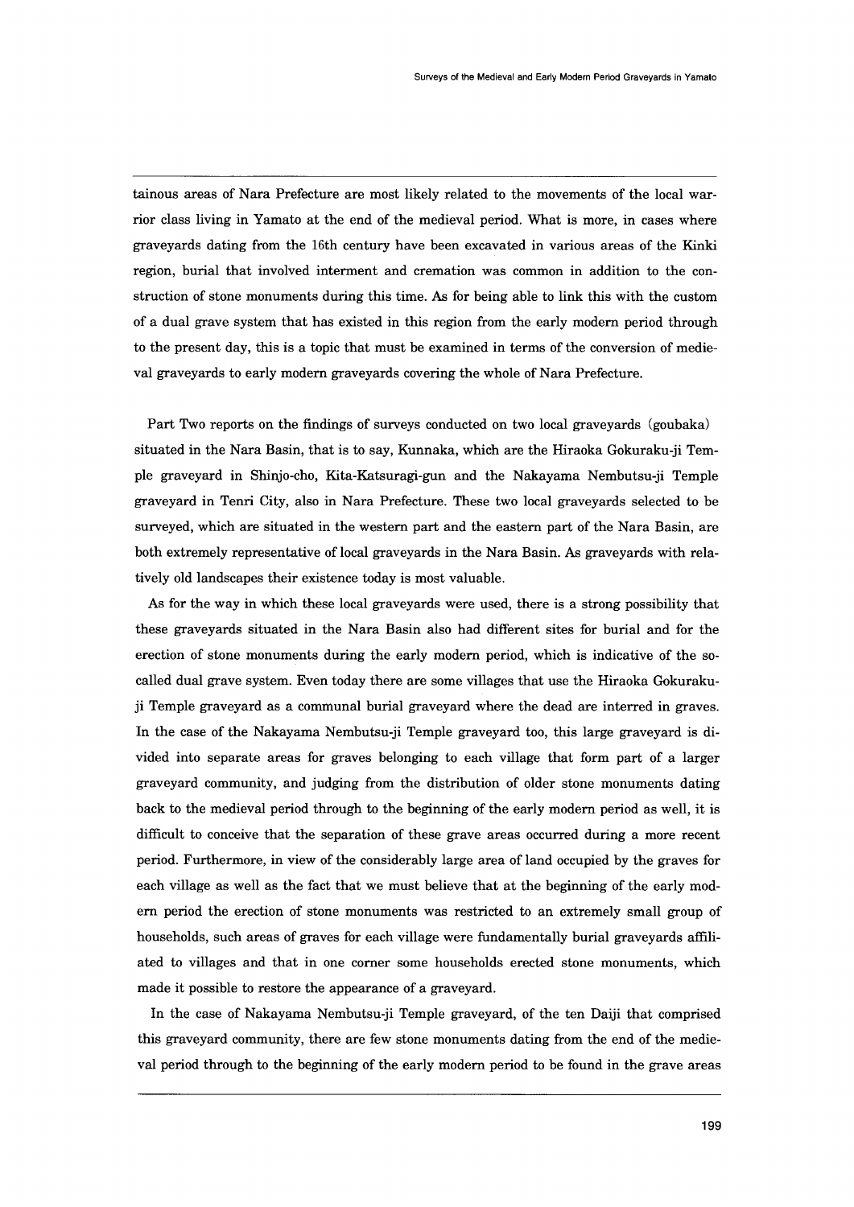tainous areas of Nara Prefecture are most likely related to the movements of the local warrior class living in Yamato at the end of the medieval period. What is more, in cases where graveyards dating from the 16th century have been excavated in various areas of the Kinki region, burial that involved interment and cremation was common in addition to the construction of stone monuments during this time. As for being able to link this with the custom of a dual grave system that has existed in this region from the early modern period through to the present day, this is a topic that must be examined in terms of the conversion of medieval graveyards to early modern graveyards covering the whole of Nara Prefecture.

Part Two reports on the findings of surveys conducted on two local graveyards (goubaka) situated in the Nara Basin, that is to say, Kunnaka, which are the Hiraoka Gokuraku-ji Temple graveyard in Shinjo-cho, Kita-Katsuragi-gun and the Nakayama Nembutsu-ji Temple graveyard in Tenri City, also in Nara Prefecture. These two local graveyards selected to be surveyed, which are situated in the western part and the eastern part of the Nara Basin, are both extremely representative of local graveyards in the Nara Basin. As graveyards with relatively old landscapes their existence today is most valuable.

As for the way in which these local graveyards were used, there is a strong possibility that these graveyards situated in the Nara Basin also had different sites for burial and for the erection of stone monuments during the early modern period, which is indicative of the so-called dual grave system. Even today there are some villages that use the Hiraoka Gokuraku-ji Temple graveyard as a communal burial graveyard where the dead are interred in graves. In the case of the Nakayama Nembutsu-ji Temple graveyard too, this large graveyard is divided into separate areas for graves belonging to each village that form part of a larger graveyard community, and judging from the distribution of older stone monuments dating back to the medieval period through to the beginning of the early modern period as well, it is difficult to conceive that the separation of these grave areas occurred during a more recent period. Furthermore, in view of the considerably large area of land occupied by the graves for each village as well as the fact that we must believe that at the beginning of the early modern period the erection of stone monuments was restricted to an extremely small group of households, such areas of graves for each village were fundamentally burial graveyards affiliated to villages and that in one corner some households erected stone monuments, which made it possible to restore the appearance of a graveyard.

In the case of Nakayama Nembutsu-ji Temple graveyard, of the ten Daiji that comprised this graveyard community, there are few stone monuments dating from the end of the medieval period through to the beginning of the early modern period to be found in the grave areas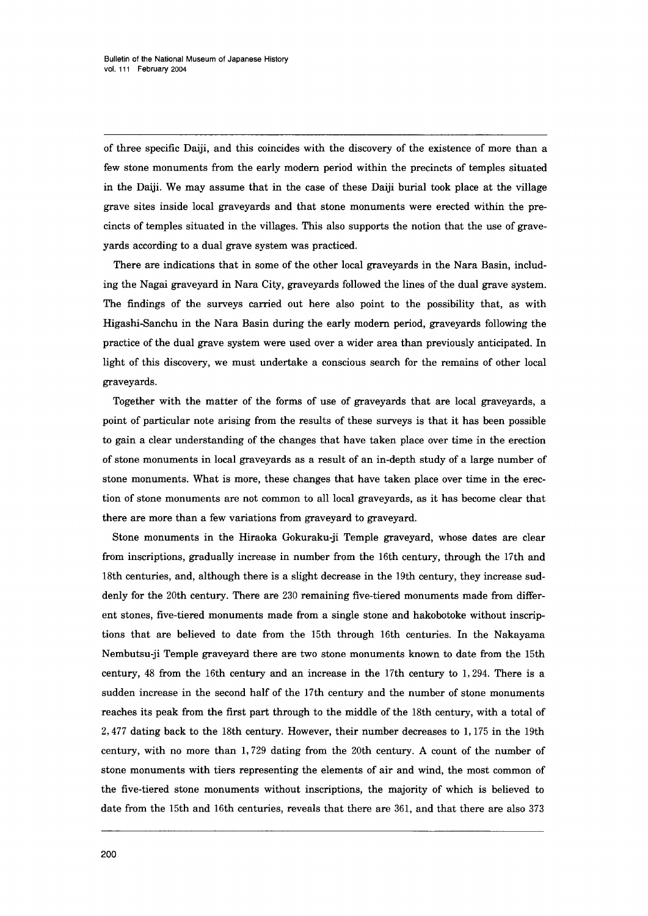of three specific Daiji, and this coincides with the discovery of the existence of more than a few stone monuments from the early modern period within the precincts of temples situated in the Daiji. We may assume that in the case of these Daiji burial took place at the village grave sites inside local graveyards and that stone monuments were erected within the precincts of temples situated in the villages. This also supports the notion that the use of graveyards according to a dual grave system was practiced.

There are indications that in some of the other local graveyards in the Nara Basin, including the Nagai graveyard in Nara City, graveyards followed the lines of the dual grave system. The findings of the surveys carried out here also point to the possibility that, as with Higashi-Sanchu in the Nara Basin during the early modern period, graveyards following the practice of the dual grave system were used over a wider area than previously anticipated. In light of this discovery, we must undertake a conscious search for the remains of other local graveyards.

Together with the matter of the forms of use of graveyards that are local graveyards, a point of particular note arising from the results of these surveys is that it has been possible to gain a clear understanding of the changes that have taken place over time in the erection of stone monuments in local graveyards as a result of an in-depth study of a large number of stone monuments. What is more, these changes that have taken place over time in the erection of stone monuments are not common to all local graveyards, as it has become clear that there are more than a few variations from graveyard to graveyard.

Stone monuments in the Hiraoka Gokuraku-ji Temple graveyard, whose dates are clear from inscriptions, gradually increase in number from the 16th century, through the 17th and 18th centuries, and, although there is a slight decrease in the 19th century, they increase suddenly for the 20th century. There are 230 remaining five-tiered monuments made from different stones, five-tiered monuments made from a single stone and hakobotoke without inscriptions that are believed to date from the 15th through 16th centuries. In the Nakayama Nembutsu-ji Temple graveyard there are two stone monuments known to date from the 15th century, 48 from the 16th century and an increase in the 17th century to 1,294. There is a sudden increase in the second half of the 17th century and the number of stone monuments reaches its peak from the first part through to the middle of the 18th century, with a total of 2,477 dating back to the 18th century. However, their number decreases to 1,175 in the 19th century, with no more than 1,729 dating from the 20th century. A count of the number of stone monuments with tiers representing the elements of air and wind, the most common of the five-tiered stone monuments without inscriptions, the majority of which is believed to date from the 15th and 16th centuries, reveals that there are 361, and that there are also 373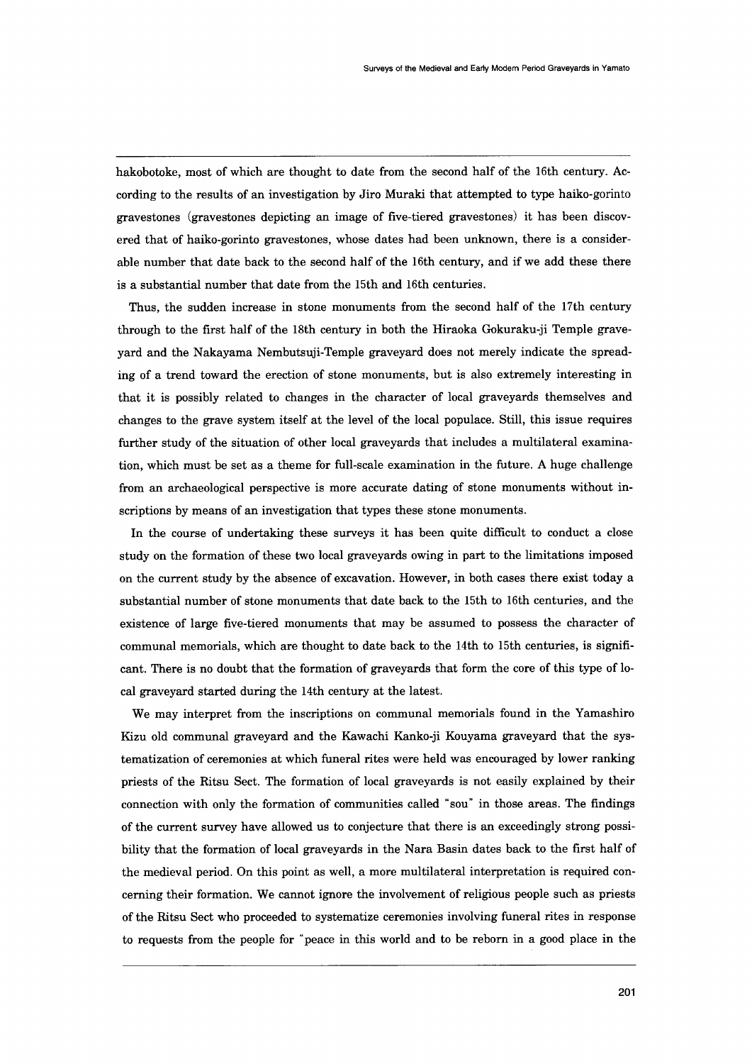hakobotoke, most of which are thought to date from the second half of the 16th century. According to the results of an investigation by Jiro Muraki that attempted to type haiko-gorinto gravestones (gravestones depicting an image of five-tiered gravestones) it has been discovered that of haiko-gorinto gravestones, whose dates had been unknown, there is a considerable number that date back to the second half of the 16th century, and if we add these there is a substantial number that date from the 15th and 16th centuries.

Thus, the sudden increase in stone monuments from the second half of the 17th century through to the first half of the 18th century in both the Hiraoka Gokuraku-ji Temple graveyard and the Nakayama Nembutsuji-Temple graveyard does not merely indicate the spreading of a trend toward the erection of stone monuments, but is also extremely interesting in that it is possibly related to changes in the character of local graveyards themselves and changes to the grave system itself at the level of the local populace. Still, this issue requires further study of the situation of other local graveyards that includes a multilateral examination, which must be set as a theme for full-scale examination in the future. A huge challenge from an archaeological perspective is more accurate dating of stone monuments without inscriptions by means of an investigation that types these stone monuments.

In the course of undertaking these surveys it has been quite difficult to conduct a close study on the formation of these two local graveyards owing in part to the limitations imposed on the current study by the absence of excavation. However, in both cases there exist today a substantial number of stone monuments that date back to the 15th to 16th centuries, and the existence of large five-tiered monuments that may be assumed to possess the character of communal memorials, which are thought to date back to the 14th to 15th centuries, is significant. There is no doubt that the formation of graveyards that form the core of this type of local graveyard started during the 14th century at the latest.

We may interpret from the inscriptions on communal memorials found in the Yamashiro Kizu old communal graveyard and the Kawachi Kanko-ji Kouyama graveyard that the systematization of ceremonies at which funeral rites were held was encouraged by lower ranking priests of the Ritsu Sect. The formation of local graveyards is not easily explained by their connection with only the formation of communities called "sou" in those areas. The findings of the current survey have allowed us to conjecture that there is an exceedingly strong possibility that the formation of local graveyards in the Nara Basin dates back to the first half of the medieval period. On this point as well, a more multilateral interpretation is required concerning their formation. We cannot ignore the involvement of religious people such as priests of the Ritsu Sect who proceeded to systematize ceremonies involving funeral rites in response to requests from the people for "peace in this world and to be reborn in a good place in the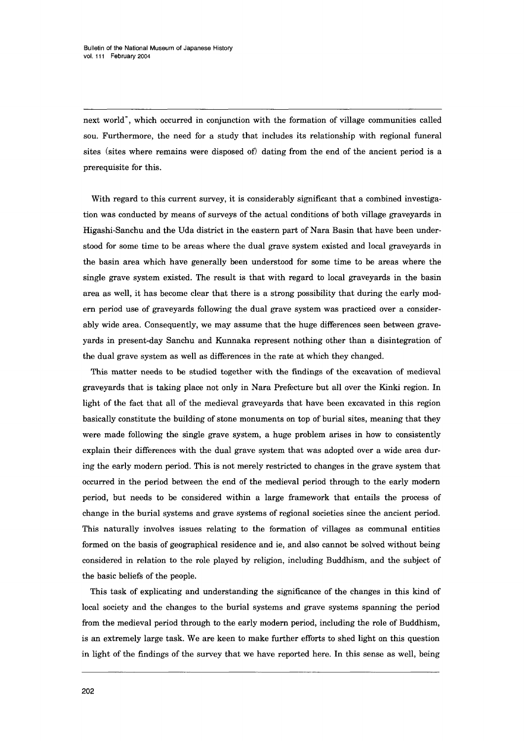next world", which occurred in conjunction with the formation of village communities called sou. Furthermore, the need for a study that includes its relationship with regional funeral sites (sites where remains were disposed of) dating from the end of the ancient period is a prerequisite for this.

With regard to this current survey, it is considerably significant that a combined investigation was conducted by means of surveys of the actual conditions of both village graveyards in Higashi-Sanchu and the Uda district in the eastern part of Nara Basin that have been understood for some time to be areas where the dual grave system existed and local graveyards in the basin area which have generally been understood for some time to be areas where the single grave system existed. The result is that with regard to local graveyards in the basin area as well, it has become clear that there is a strong possibility that during the early modern period use of graveyards following the dual grave system was practiced over a considerably wide area. Consequently, we may assume that the huge differences seen between graveyards in present-day Sanchu and Kunnaka represent nothing other than a disintegration of the dual grave system as well as differences in the rate at which they changed.

This matter needs to be studied together with the findings of the excavation of medieval graveyards that is taking place not only in Nara Prefecture but all over the Kinki region. In light of the fact that all of the medieval graveyards that have been excavated in this region basically constitute the building of stone monuments on top of burial sites, meaning that they were made following the single grave system, a huge problem arises in how to consistently explain their differences with the dual grave system that was adopted over a wide area during the early modern period. This is not merely restricted to changes in the grave system that occurred in the period between the end of the medieval period through to the early modern period, but needs to be considered within a large framework that entails the process of change in the burial systems and grave systems of regional societies since the ancient period. This naturally involves issues relating to the formation of villages as communal entities formed on the basis of geographical residence and ie, and also cannot be solved without being considered in relation to the role played by religion, including Buddhism, and the subject of the basic beliefs of the people.

This task of explicating and understanding the significance of the changes in this kind of local society and the changes to the burial systems and grave systems spanning the period from the medieval period through to the early modern period, including the role of Buddhism, is an extremely large task. We are keen to make further efforts to shed light on this question in light of the findings of the survey that we have reported here. In this sense as well, being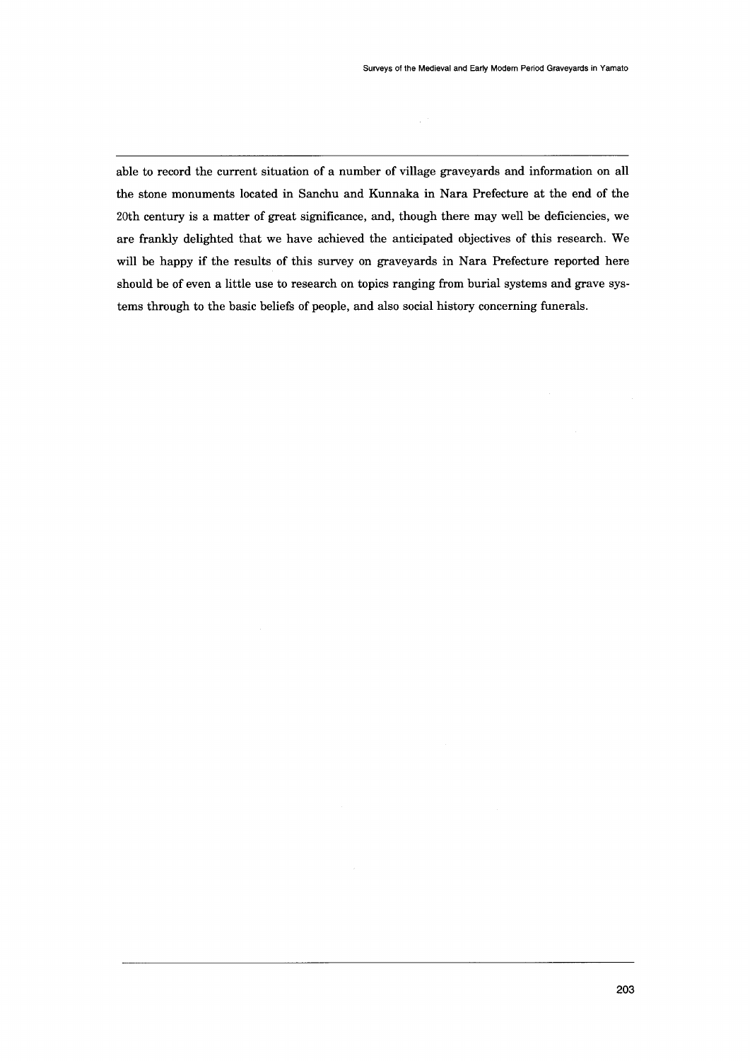able to record the current situation of a number of village graveyards and information on all the stone monuments located in Sanchu and Kunnaka in Nara Prefecture at the end of the 20th century is a matter of great significance, and, though there may well be deficiencies, we are frankly delighted that we have achieved the anticipated objectives of this research. We will be happy if the results of this survey on graveyards in Nara Prefecture reported here should be of even a little use to research on topics ranging from burial systems and grave systems through to the basic beliefs of people, and also social history concerning funerals.